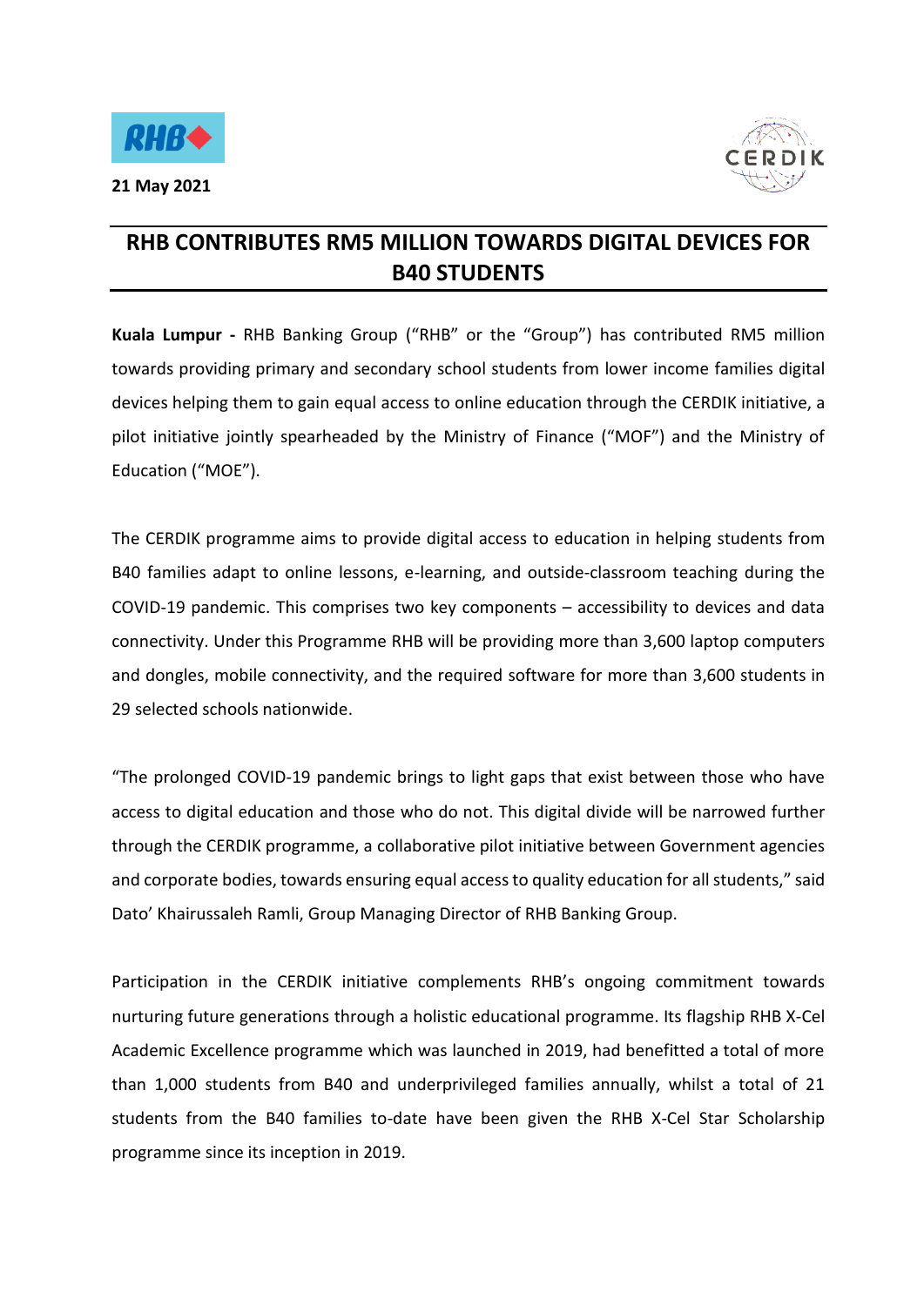**21 May 2021**

# RHB CONTRIBUTES RM5 MILLION TOWARDS DIGITAL DEVICES FOR B40 STUDENTS

**Kuala Lumpur -** RHB Banking Group ("RHB" or the "Group") has contributed RM5 million towards providing primary and secondary school students from lower income families digital devices helping them to gain equal access to online education through the CERDIK initiative, a pilot initiative jointly spearheaded by the Ministry of Finance ("MOF") and the Ministry of Education ("MOE").

The CERDIK programme aims to provide digital access to education in helping students from B40 families adapt to online lessons, e-learning, and outside-classroom teaching during the COVID-19 pandemic. This comprises two key components – accessibility to devices and data connectivity. Under this Programme RHB will be providing more than 3,600 laptop computers and dongles, mobile connectivity, and the required software for more than 3,600 students in 29 selected schools nationwide.

"The prolonged COVID-19 pandemic brings to light gaps that exist between those who have access to digital education and those who do not. This digital divide will be narrowed further through the CERDIK programme, a collaborative pilot initiative between Government agencies and corporate bodies, towards ensuring equal access to quality education for all students," said Dato' Khairussaleh Ramli, Group Managing Director of RHB Banking Group.

Participation in the CERDIK initiative complements RHB's ongoing commitment towards nurturing future generations through a holistic educational programme. Its flagship RHB X-Cel Academic Excellence programme which was launched in 2019, had benefitted a total of more than 1,000 students from B40 and underprivileged families annually, whilst a total of 21 students from the B40 families to-date have been given the RHB X-Cel Star Scholarship programme since its inception in 2019.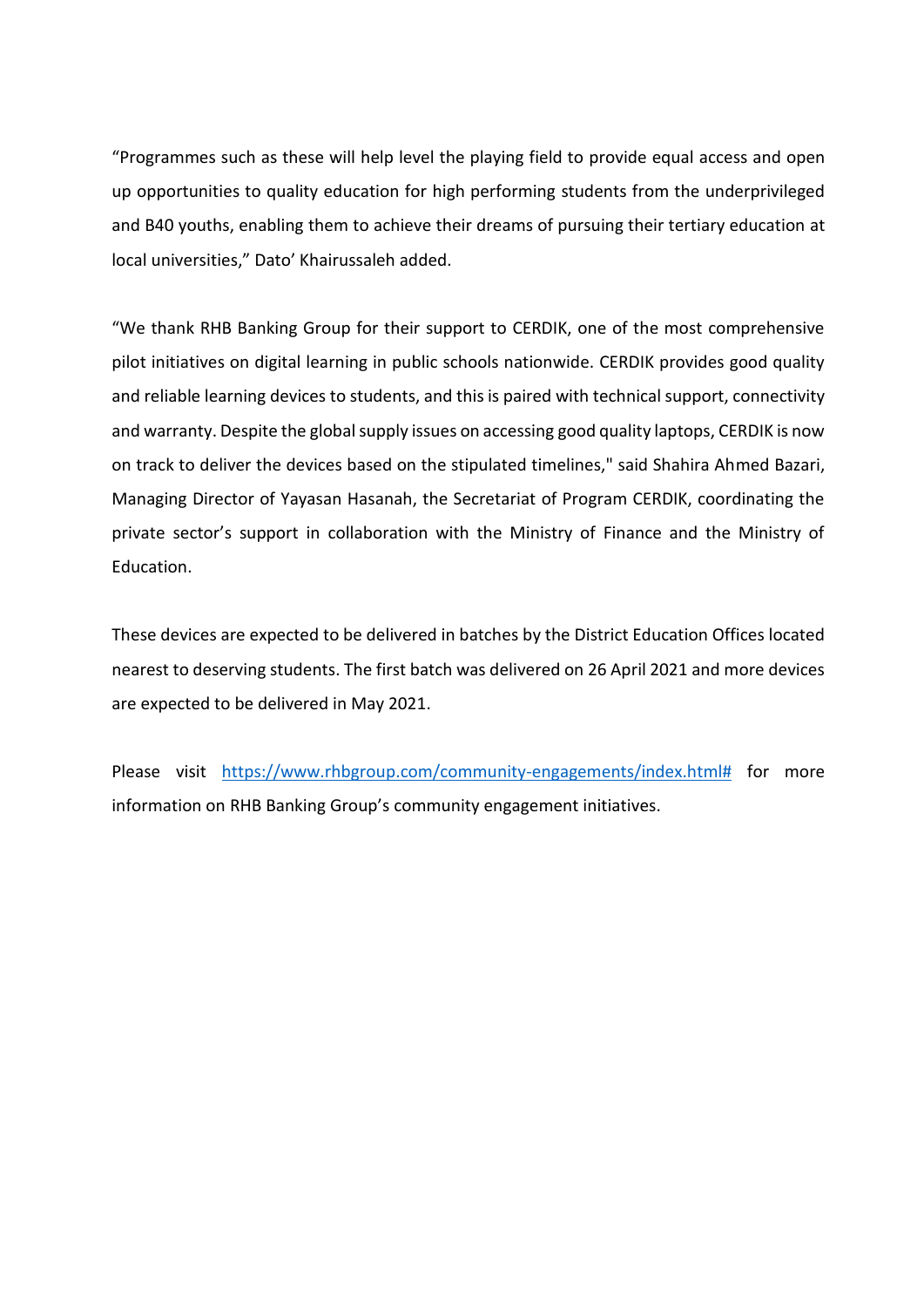"Programmes such as these will help level the playing field to provide equal access and open up opportunities to quality education for high performing students from the underprivileged and B40 youths, enabling them to achieve their dreams of pursuing their tertiary education at local universities," Dato' Khairussaleh added.

"We thank RHB Banking Group for their support to CERDIK, one of the most comprehensive pilot initiatives on digital learning in public schools nationwide. CERDIK provides good quality and reliable learning devices to students, and this is paired with technical support, connectivity and warranty. Despite the global supply issues on accessing good quality laptops, CERDIK is now on track to deliver the devices based on the stipulated timelines," said Shahira Ahmed Bazari, Managing Director of Yayasan Hasanah, the Secretariat of Program CERDIK, coordinating the private sector's support in collaboration with the Ministry of Finance and the Ministry of Education.

These devices are expected to be delivered in batches by the District Education Offices located nearest to deserving students. The first batch was delivered on 26 April 2021 and more devices are expected to be delivered in May 2021.

Please visit https://www.rhbgroup.com/community-engagements/index.html# for more information on RHB Banking Group's community engagement initiatives.